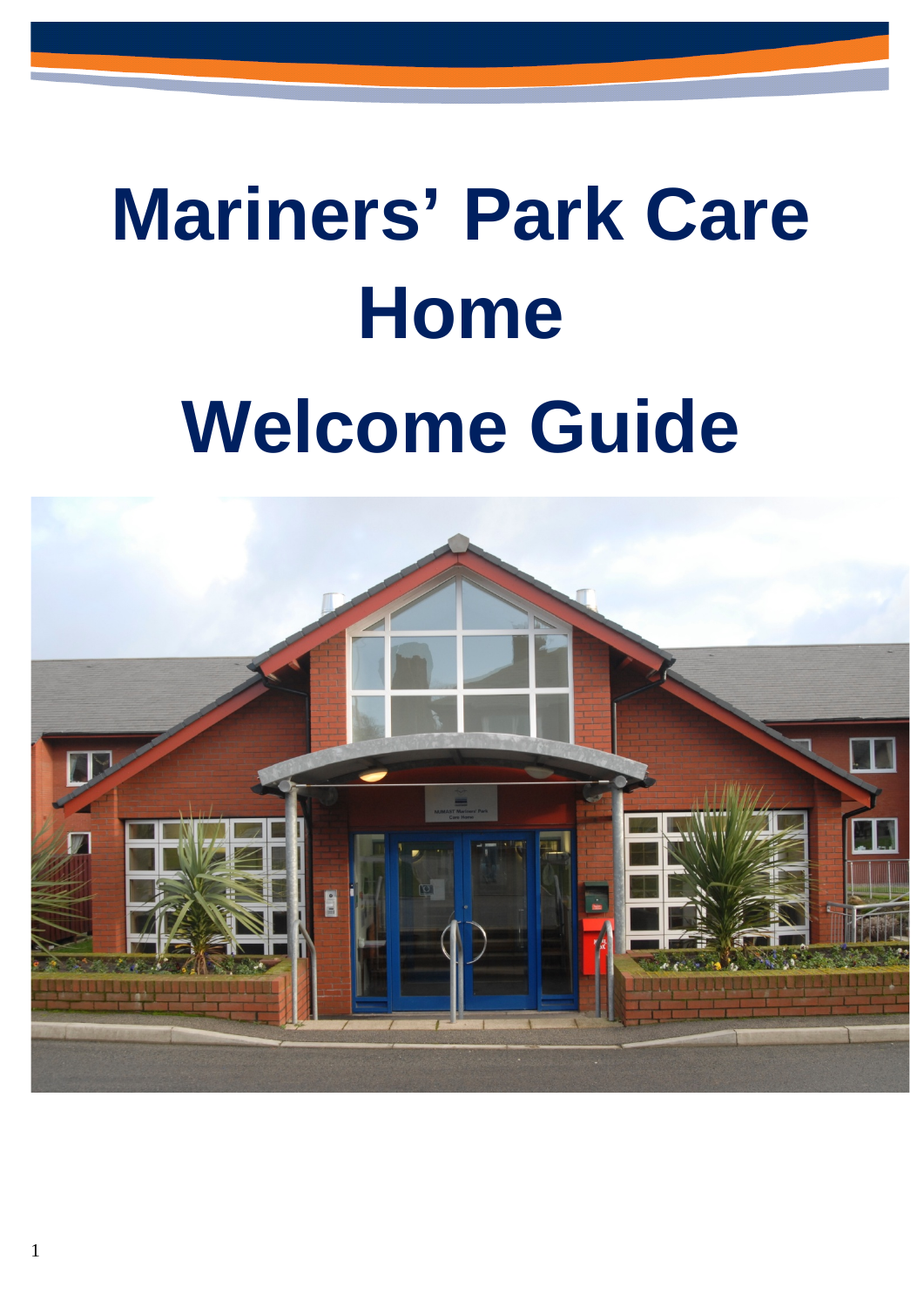# Mariners' Park Care Home

# Welcome Guide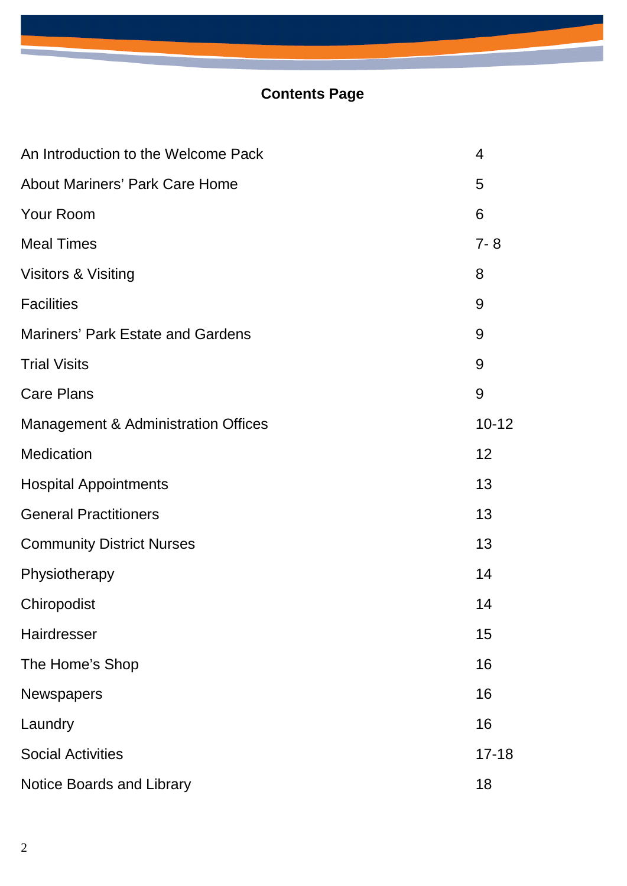# Contents Page

| | |
|---|---|
| An Introduction to the Welcome Pack | 4 |
| About Mariners' Park Care Home | 5 |
| Your Room | 6 |
| Meal Times | 7- 8 |
| Visitors & Visiting | 8 |
| Facilities | 9 |
| Mariners' Park Estate and Gardens | 9 |
| Trial Visits | 9 |
| Care Plans | 9 |
| Management & Administration Offices | 10-12 |
| Medication | 12 |
| Hospital Appointments | 13 |
| General Practitioners | 13 |
| Community District Nurses | 13 |
| Physiotherapy | 14 |
| Chiropodist | 14 |
| Hairdresser | 15 |
| The Home's Shop | 16 |
| Newspapers | 16 |
| Laundry | 16 |
| Social Activities | 17-18 |
| Notice Boards and Library | 18 |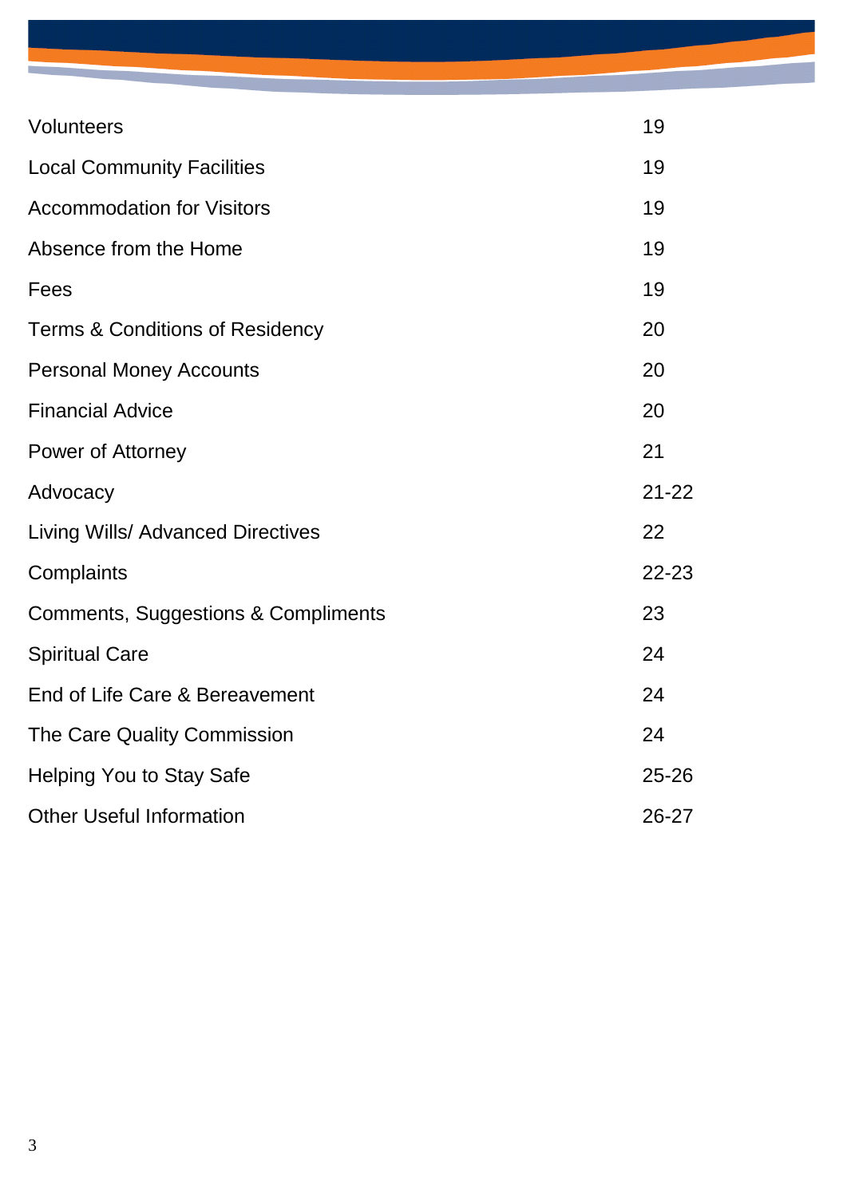| | |
|---|---|
| Volunteers | 19 |
| Local Community Facilities | 19 |
| Accommodation for Visitors | 19 |
| Absence from the Home | 19 |
| Fees | 19 |
| Terms & Conditions of Residency | 20 |
| Personal Money Accounts | 20 |
| Financial Advice | 20 |
| Power of Attorney | 21 |
| Advocacy | 21-22 |
| Living Wills/ Advanced Directives | 22 |
| Complaints | 22-23 |
| Comments, Suggestions & Compliments | 23 |
| Spiritual Care | 24 |
| End of Life Care & Bereavement | 24 |
| The Care Quality Commission | 24 |
| Helping You to Stay Safe | 25-26 |
| Other Useful Information | 26-27 |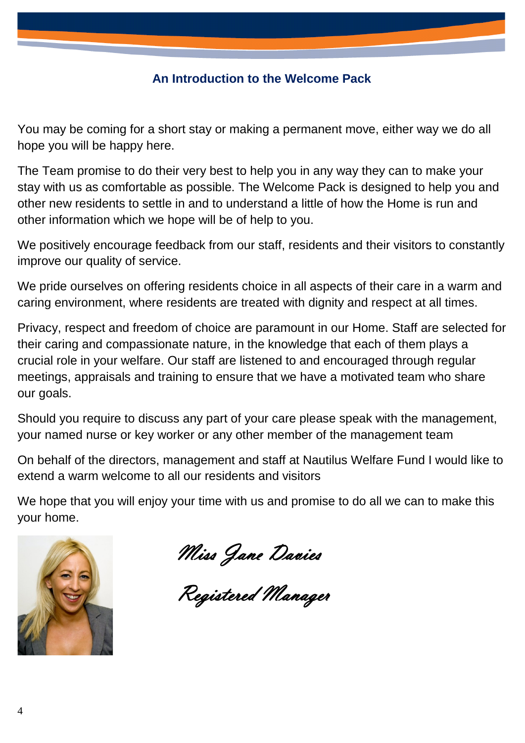## An Introduction to the Welcome Pack

You may be coming for a short stay or making a permanent move, either way we do all hope you will be happy here.

The Team promise to do their very best to help you in any way they can to make your stay with us as comfortable as possible. The Welcome Pack is designed to help you and other new residents to settle in and to understand a little of how the Home is run and other information which we hope will be of help to you.

We positively encourage feedback from our staff, residents and their visitors to constantly improve our quality of service.

We pride ourselves on offering residents choice in all aspects of their care in a warm and caring environment, where residents are treated with dignity and respect at all times.

Privacy, respect and freedom of choice are paramount in our Home. Staff are selected for their caring and compassionate nature, in the knowledge that each of them plays a crucial role in your welfare. Our staff are listened to and encouraged through regular meetings, appraisals and training to ensure that we have a motivated team who share our goals.

Should you require to discuss any part of your care please speak with the management, your named nurse or key worker or any other member of the management team

On behalf of the directors, management and staff at Nautilus Welfare Fund I would like to extend a warm welcome to all our residents and visitors

We hope that you will enjoy your time with us and promise to do all we can to make this your home.

*Miss Jane Davies*

*Registered Manager*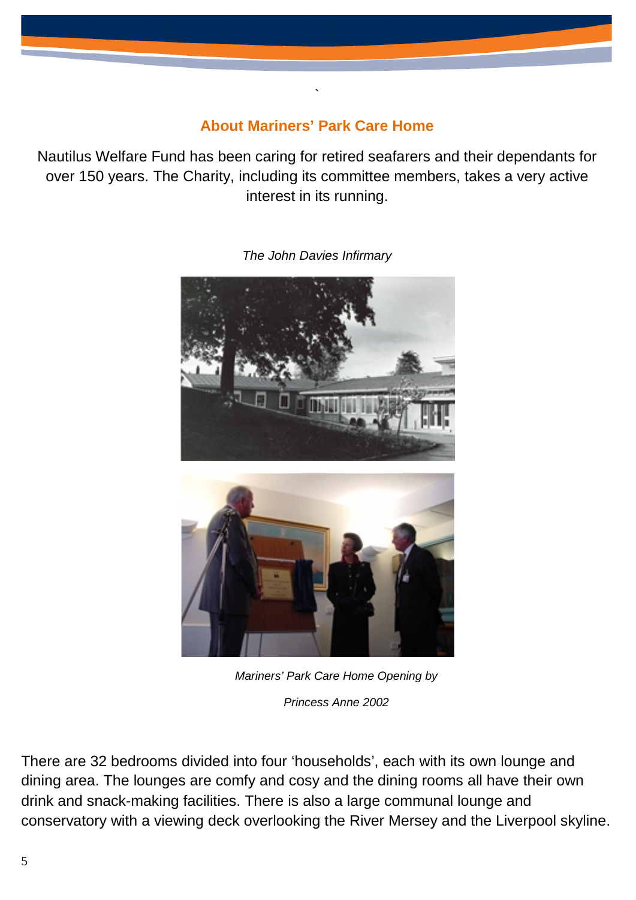## About Mariners' Park Care Home

Nautilus Welfare Fund has been caring for retired seafarers and their dependants for over 150 years. The Charity, including its committee members, takes a very active interest in its running.

*The John Davies Infirmary*

*Mariners' Park Care Home Opening by*

*Princess Anne 2002*

There are 32 bedrooms divided into four 'households', each with its own lounge and dining area. The lounges are comfy and cosy and the dining rooms all have their own drink and snack-making facilities. There is also a large communal lounge and conservatory with a viewing deck overlooking the River Mersey and the Liverpool skyline.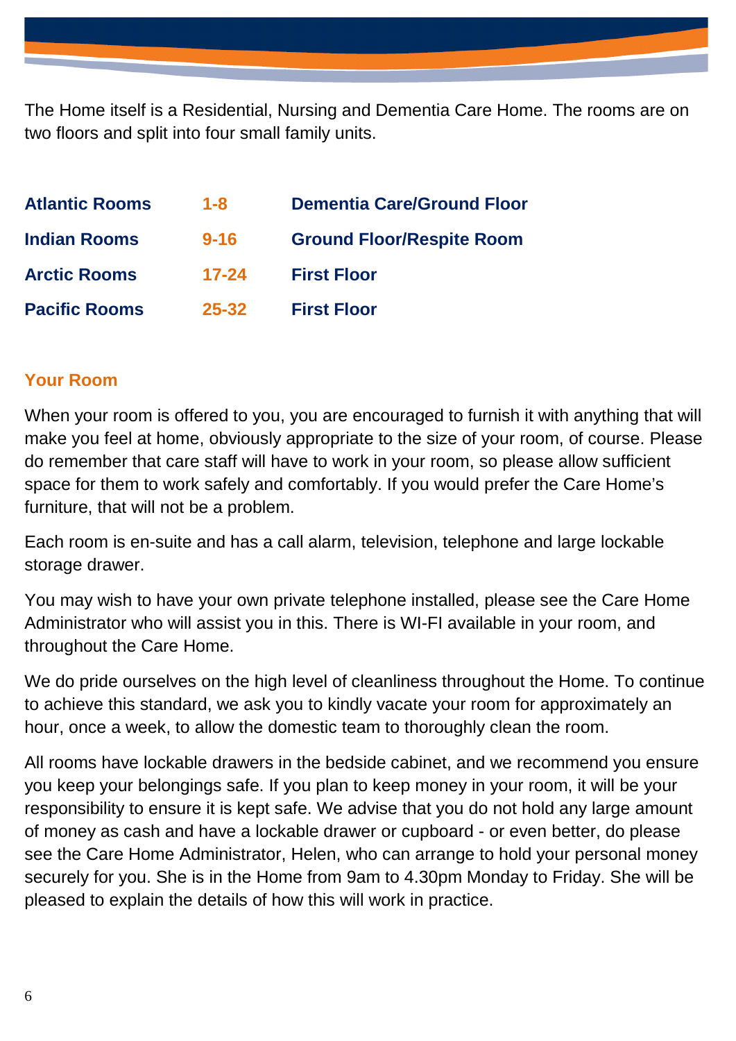The Home itself is a Residential, Nursing and Dementia Care Home. The rooms are on two floors and split into four small family units.

| | | |
|---|---|---|
| **Atlantic Rooms** | **1-8** | **Dementia Care/Ground Floor** |
| **Indian Rooms** | **9-16** | **Ground Floor/Respite Room** |
| **Arctic Rooms** | **17-24** | **First Floor** |
| **Pacific Rooms** | **25-32** | **First Floor** |

## Your Room

When your room is offered to you, you are encouraged to furnish it with anything that will make you feel at home, obviously appropriate to the size of your room, of course. Please do remember that care staff will have to work in your room, so please allow sufficient space for them to work safely and comfortably. If you would prefer the Care Home's furniture, that will not be a problem.

Each room is en-suite and has a call alarm, television, telephone and large lockable storage drawer.

You may wish to have your own private telephone installed, please see the Care Home Administrator who will assist you in this. There is WI-FI available in your room, and throughout the Care Home.

We do pride ourselves on the high level of cleanliness throughout the Home. To continue to achieve this standard, we ask you to kindly vacate your room for approximately an hour, once a week, to allow the domestic team to thoroughly clean the room.

All rooms have lockable drawers in the bedside cabinet, and we recommend you ensure you keep your belongings safe. If you plan to keep money in your room, it will be your responsibility to ensure it is kept safe. We advise that you do not hold any large amount of money as cash and have a lockable drawer or cupboard - or even better, do please see the Care Home Administrator, Helen, who can arrange to hold your personal money securely for you. She is in the Home from 9am to 4.30pm Monday to Friday. She will be pleased to explain the details of how this will work in practice.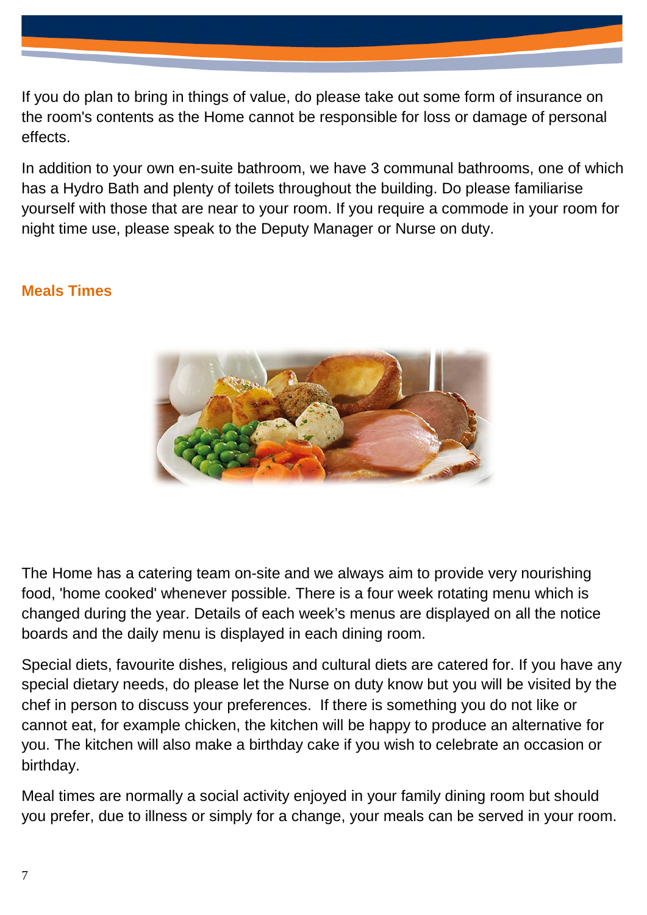If you do plan to bring in things of value, do please take out some form of insurance on the room's contents as the Home cannot be responsible for loss or damage of personal effects.

In addition to your own en-suite bathroom, we have 3 communal bathrooms, one of which has a Hydro Bath and plenty of toilets throughout the building. Do please familiarise yourself with those that are near to your room. If you require a commode in your room for night time use, please speak to the Deputy Manager or Nurse on duty.

## Meals Times

The Home has a catering team on-site and we always aim to provide very nourishing food, 'home cooked' whenever possible. There is a four week rotating menu which is changed during the year. Details of each week's menus are displayed on all the notice boards and the daily menu is displayed in each dining room.

Special diets, favourite dishes, religious and cultural diets are catered for. If you have any special dietary needs, do please let the Nurse on duty know but you will be visited by the chef in person to discuss your preferences. If there is something you do not like or cannot eat, for example chicken, the kitchen will be happy to produce an alternative for you. The kitchen will also make a birthday cake if you wish to celebrate an occasion or birthday.

Meal times are normally a social activity enjoyed in your family dining room but should you prefer, due to illness or simply for a change, your meals can be served in your room.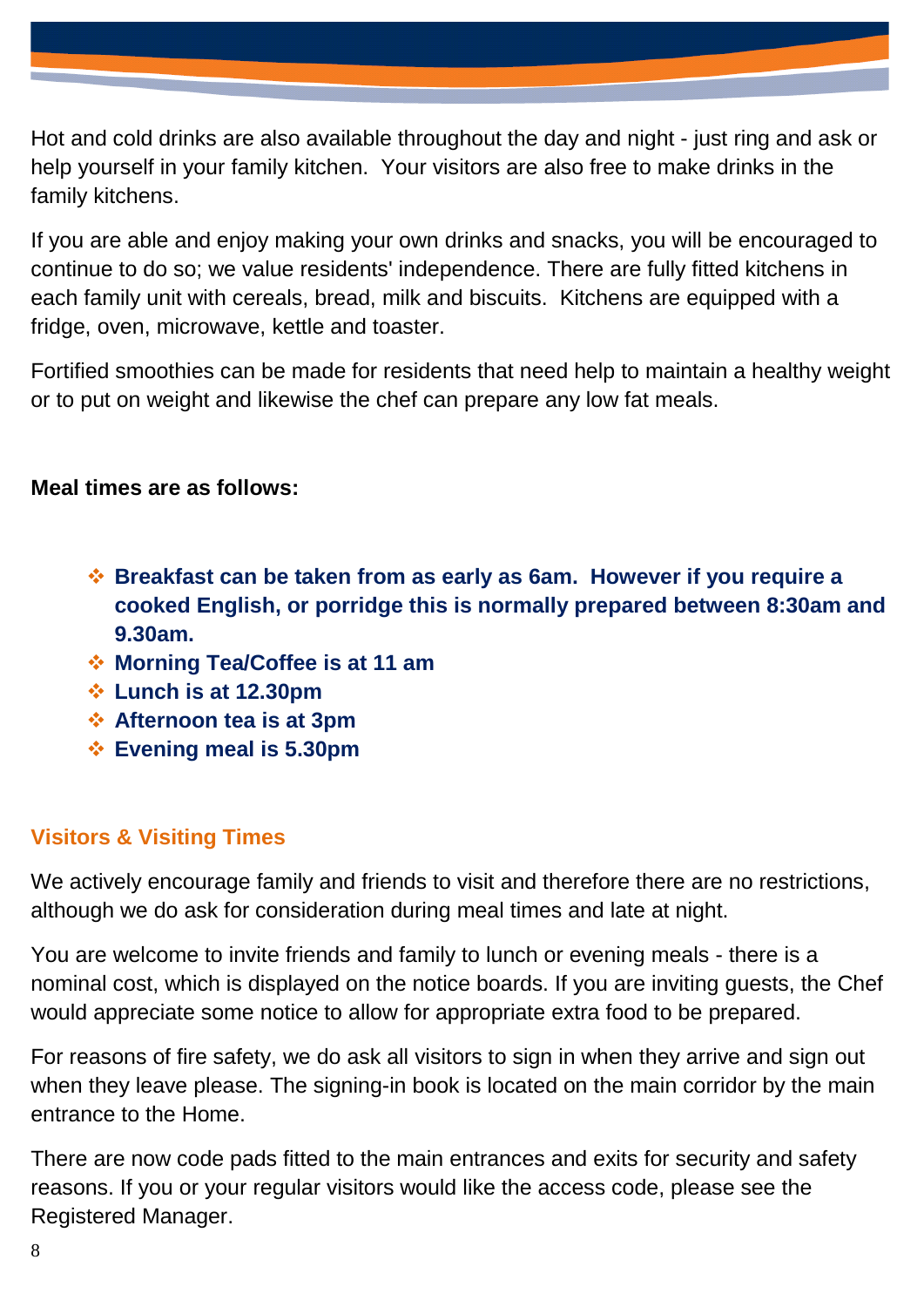Hot and cold drinks are also available throughout the day and night - just ring and ask or help yourself in your family kitchen. Your visitors are also free to make drinks in the family kitchens.

If you are able and enjoy making your own drinks and snacks, you will be encouraged to continue to do so; we value residents' independence. There are fully fitted kitchens in each family unit with cereals, bread, milk and biscuits. Kitchens are equipped with a fridge, oven, microwave, kettle and toaster.

Fortified smoothies can be made for residents that need help to maintain a healthy weight or to put on weight and likewise the chef can prepare any low fat meals.

**Meal times are as follows:**

- **Breakfast can be taken from as early as 6am. However if you require a cooked English, or porridge this is normally prepared between 8:30am and 9.30am.**
- **Morning Tea/Coffee is at 11 am**
- **Lunch is at 12.30pm**
- **Afternoon tea is at 3pm**
- **Evening meal is 5.30pm**

## Visitors & Visiting Times

We actively encourage family and friends to visit and therefore there are no restrictions, although we do ask for consideration during meal times and late at night.

You are welcome to invite friends and family to lunch or evening meals - there is a nominal cost, which is displayed on the notice boards. If you are inviting guests, the Chef would appreciate some notice to allow for appropriate extra food to be prepared.

For reasons of fire safety, we do ask all visitors to sign in when they arrive and sign out when they leave please. The signing-in book is located on the main corridor by the main entrance to the Home.

There are now code pads fitted to the main entrances and exits for security and safety reasons. If you or your regular visitors would like the access code, please see the Registered Manager.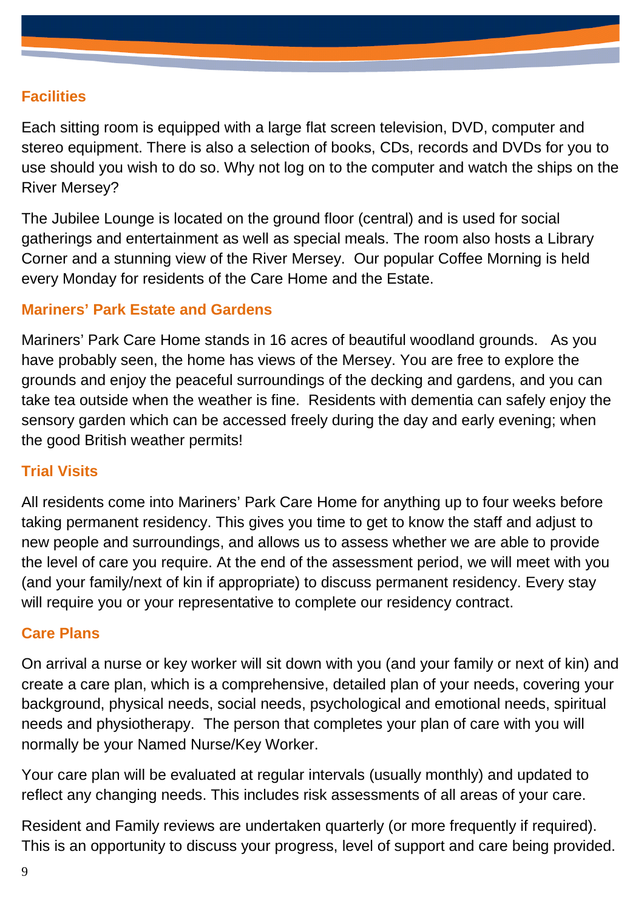## Facilities

Each sitting room is equipped with a large flat screen television, DVD, computer and stereo equipment. There is also a selection of books, CDs, records and DVDs for you to use should you wish to do so. Why not log on to the computer and watch the ships on the River Mersey?

The Jubilee Lounge is located on the ground floor (central) and is used for social gatherings and entertainment as well as special meals. The room also hosts a Library Corner and a stunning view of the River Mersey. Our popular Coffee Morning is held every Monday for residents of the Care Home and the Estate.

## Mariners' Park Estate and Gardens

Mariners' Park Care Home stands in 16 acres of beautiful woodland grounds. As you have probably seen, the home has views of the Mersey. You are free to explore the grounds and enjoy the peaceful surroundings of the decking and gardens, and you can take tea outside when the weather is fine. Residents with dementia can safely enjoy the sensory garden which can be accessed freely during the day and early evening; when the good British weather permits!

## Trial Visits

All residents come into Mariners' Park Care Home for anything up to four weeks before taking permanent residency. This gives you time to get to know the staff and adjust to new people and surroundings, and allows us to assess whether we are able to provide the level of care you require. At the end of the assessment period, we will meet with you (and your family/next of kin if appropriate) to discuss permanent residency. Every stay will require you or your representative to complete our residency contract.

## Care Plans

On arrival a nurse or key worker will sit down with you (and your family or next of kin) and create a care plan, which is a comprehensive, detailed plan of your needs, covering your background, physical needs, social needs, psychological and emotional needs, spiritual needs and physiotherapy. The person that completes your plan of care with you will normally be your Named Nurse/Key Worker.

Your care plan will be evaluated at regular intervals (usually monthly) and updated to reflect any changing needs. This includes risk assessments of all areas of your care.

Resident and Family reviews are undertaken quarterly (or more frequently if required). This is an opportunity to discuss your progress, level of support and care being provided.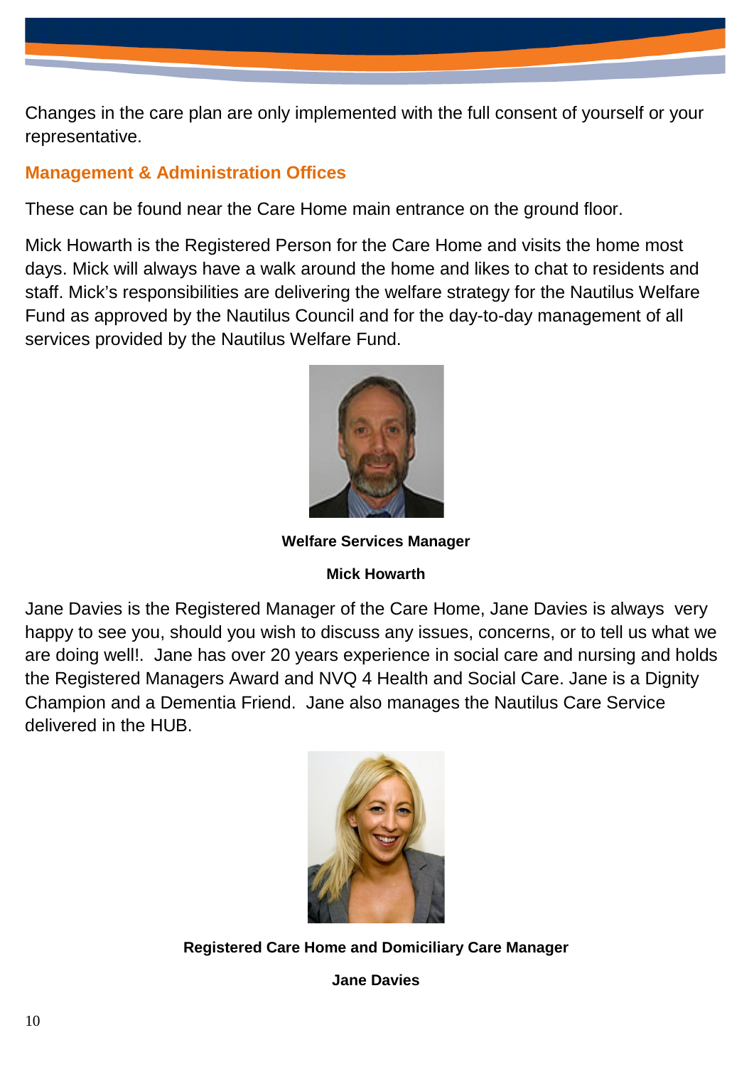Changes in the care plan are only implemented with the full consent of yourself or your representative.

## Management & Administration Offices

These can be found near the Care Home main entrance on the ground floor.

Mick Howarth is the Registered Person for the Care Home and visits the home most days. Mick will always have a walk around the home and likes to chat to residents and staff. Mick's responsibilities are delivering the welfare strategy for the Nautilus Welfare Fund as approved by the Nautilus Council and for the day-to-day management of all services provided by the Nautilus Welfare Fund.

**Welfare Services Manager**

**Mick Howarth**

Jane Davies is the Registered Manager of the Care Home, Jane Davies is always very happy to see you, should you wish to discuss any issues, concerns, or to tell us what we are doing well!. Jane has over 20 years experience in social care and nursing and holds the Registered Managers Award and NVQ 4 Health and Social Care. Jane is a Dignity Champion and a Dementia Friend. Jane also manages the Nautilus Care Service delivered in the HUB.

**Registered Care Home and Domiciliary Care Manager**

**Jane Davies**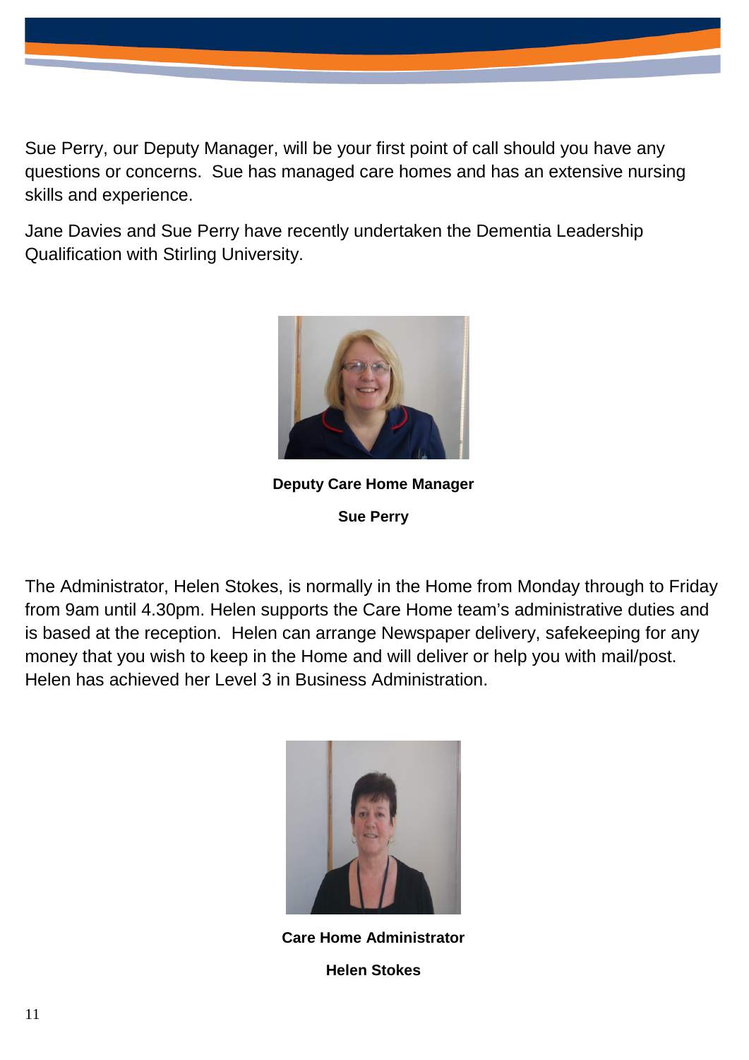Sue Perry, our Deputy Manager, will be your first point of call should you have any questions or concerns. Sue has managed care homes and has an extensive nursing skills and experience.

Jane Davies and Sue Perry have recently undertaken the Dementia Leadership Qualification with Stirling University.

**Deputy Care Home Manager**

**Sue Perry**

The Administrator, Helen Stokes, is normally in the Home from Monday through to Friday from 9am until 4.30pm. Helen supports the Care Home team's administrative duties and is based at the reception. Helen can arrange Newspaper delivery, safekeeping for any money that you wish to keep in the Home and will deliver or help you with mail/post. Helen has achieved her Level 3 in Business Administration.

**Care Home Administrator**

**Helen Stokes**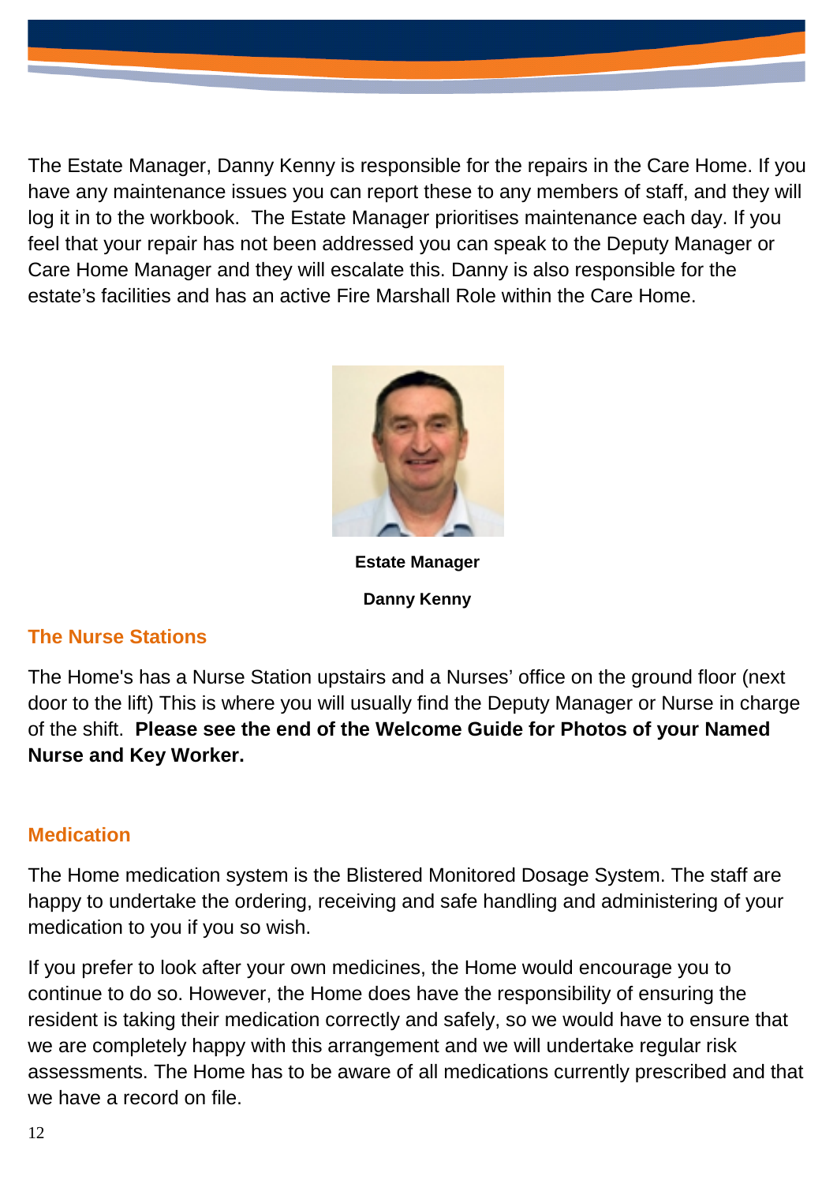The Estate Manager, Danny Kenny is responsible for the repairs in the Care Home. If you have any maintenance issues you can report these to any members of staff, and they will log it in to the workbook. The Estate Manager prioritises maintenance each day. If you feel that your repair has not been addressed you can speak to the Deputy Manager or Care Home Manager and they will escalate this. Danny is also responsible for the estate's facilities and has an active Fire Marshall Role within the Care Home.

**Estate Manager**

**Danny Kenny**

## The Nurse Stations

The Home's has a Nurse Station upstairs and a Nurses' office on the ground floor (next door to the lift) This is where you will usually find the Deputy Manager or Nurse in charge of the shift. **Please see the end of the Welcome Guide for Photos of your Named Nurse and Key Worker.**

## Medication

The Home medication system is the Blistered Monitored Dosage System. The staff are happy to undertake the ordering, receiving and safe handling and administering of your medication to you if you so wish.

If you prefer to look after your own medicines, the Home would encourage you to continue to do so. However, the Home does have the responsibility of ensuring the resident is taking their medication correctly and safely, so we would have to ensure that we are completely happy with this arrangement and we will undertake regular risk assessments. The Home has to be aware of all medications currently prescribed and that we have a record on file.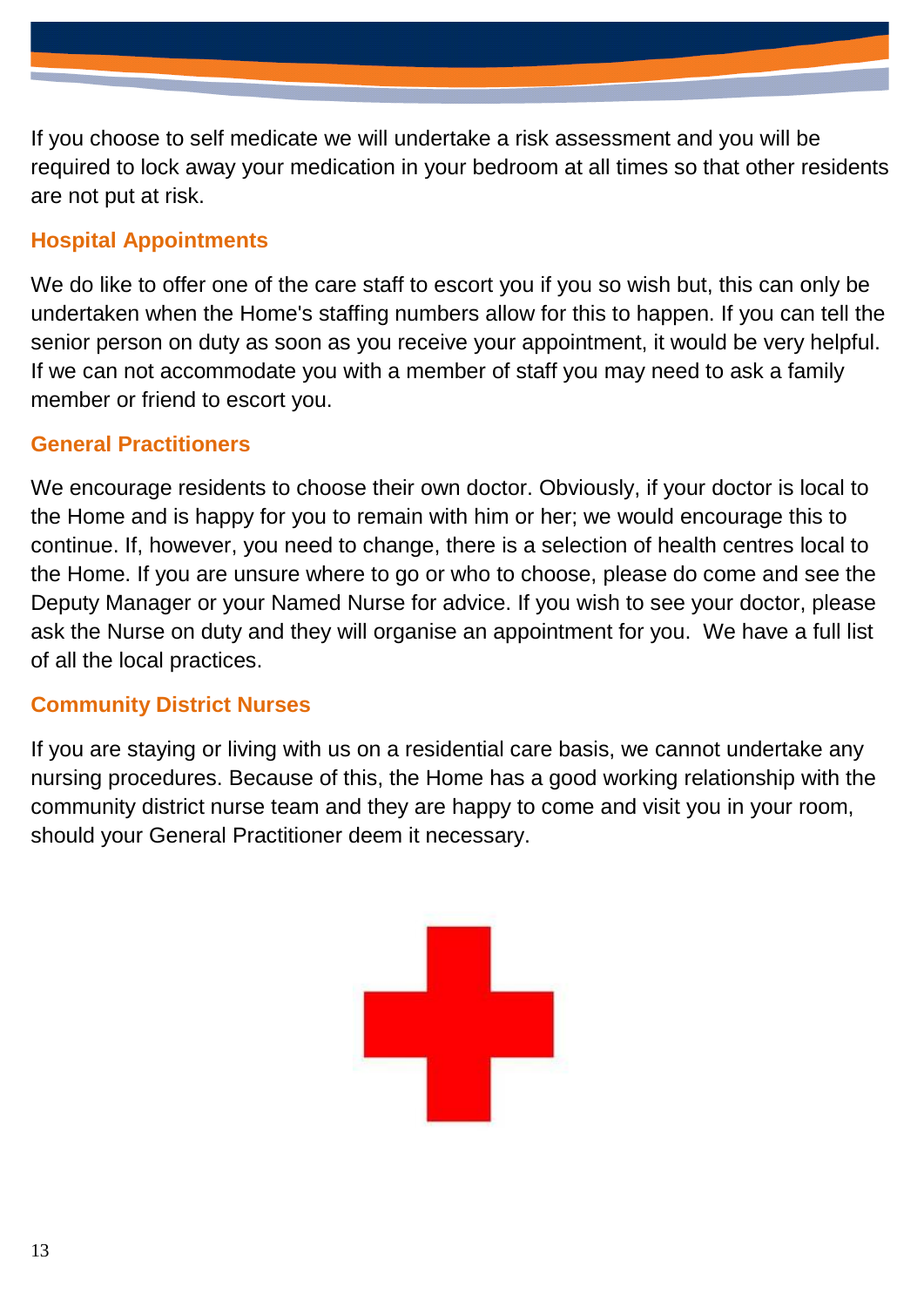If you choose to self medicate we will undertake a risk assessment and you will be required to lock away your medication in your bedroom at all times so that other residents are not put at risk.

## Hospital Appointments

We do like to offer one of the care staff to escort you if you so wish but, this can only be undertaken when the Home's staffing numbers allow for this to happen. If you can tell the senior person on duty as soon as you receive your appointment, it would be very helpful. If we can not accommodate you with a member of staff you may need to ask a family member or friend to escort you.

## General Practitioners

We encourage residents to choose their own doctor. Obviously, if your doctor is local to the Home and is happy for you to remain with him or her; we would encourage this to continue. If, however, you need to change, there is a selection of health centres local to the Home. If you are unsure where to go or who to choose, please do come and see the Deputy Manager or your Named Nurse for advice. If you wish to see your doctor, please ask the Nurse on duty and they will organise an appointment for you. We have a full list of all the local practices.

## Community District Nurses

If you are staying or living with us on a residential care basis, we cannot undertake any nursing procedures. Because of this, the Home has a good working relationship with the community district nurse team and they are happy to come and visit you in your room, should your General Practitioner deem it necessary.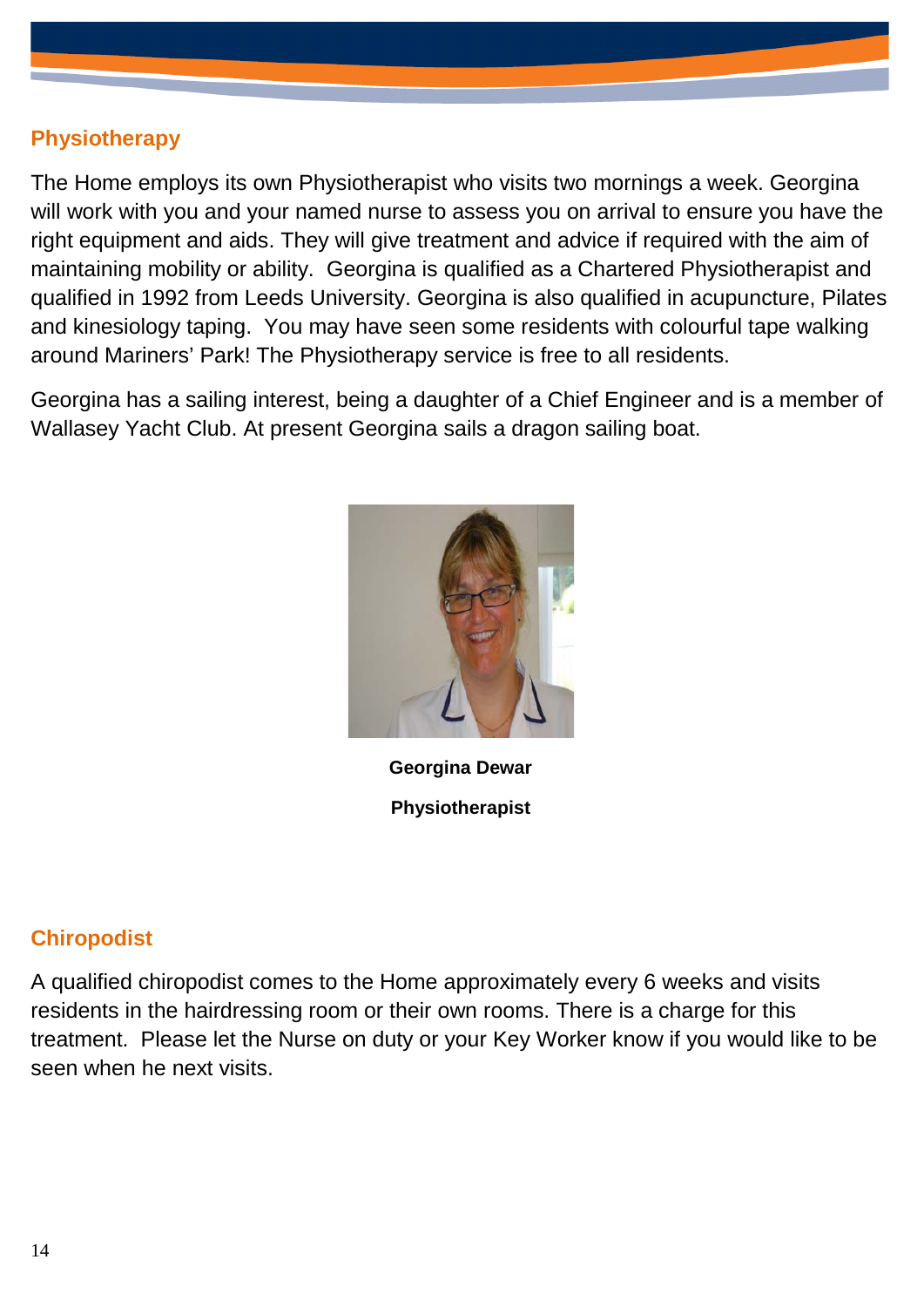## Physiotherapy

The Home employs its own Physiotherapist who visits two mornings a week. Georgina will work with you and your named nurse to assess you on arrival to ensure you have the right equipment and aids. They will give treatment and advice if required with the aim of maintaining mobility or ability. Georgina is qualified as a Chartered Physiotherapist and qualified in 1992 from Leeds University. Georgina is also qualified in acupuncture, Pilates and kinesiology taping. You may have seen some residents with colourful tape walking around Mariners' Park! The Physiotherapy service is free to all residents.

Georgina has a sailing interest, being a daughter of a Chief Engineer and is a member of Wallasey Yacht Club. At present Georgina sails a dragon sailing boat.

**Georgina Dewar**

**Physiotherapist**

## Chiropodist

A qualified chiropodist comes to the Home approximately every 6 weeks and visits residents in the hairdressing room or their own rooms. There is a charge for this treatment. Please let the Nurse on duty or your Key Worker know if you would like to be seen when he next visits.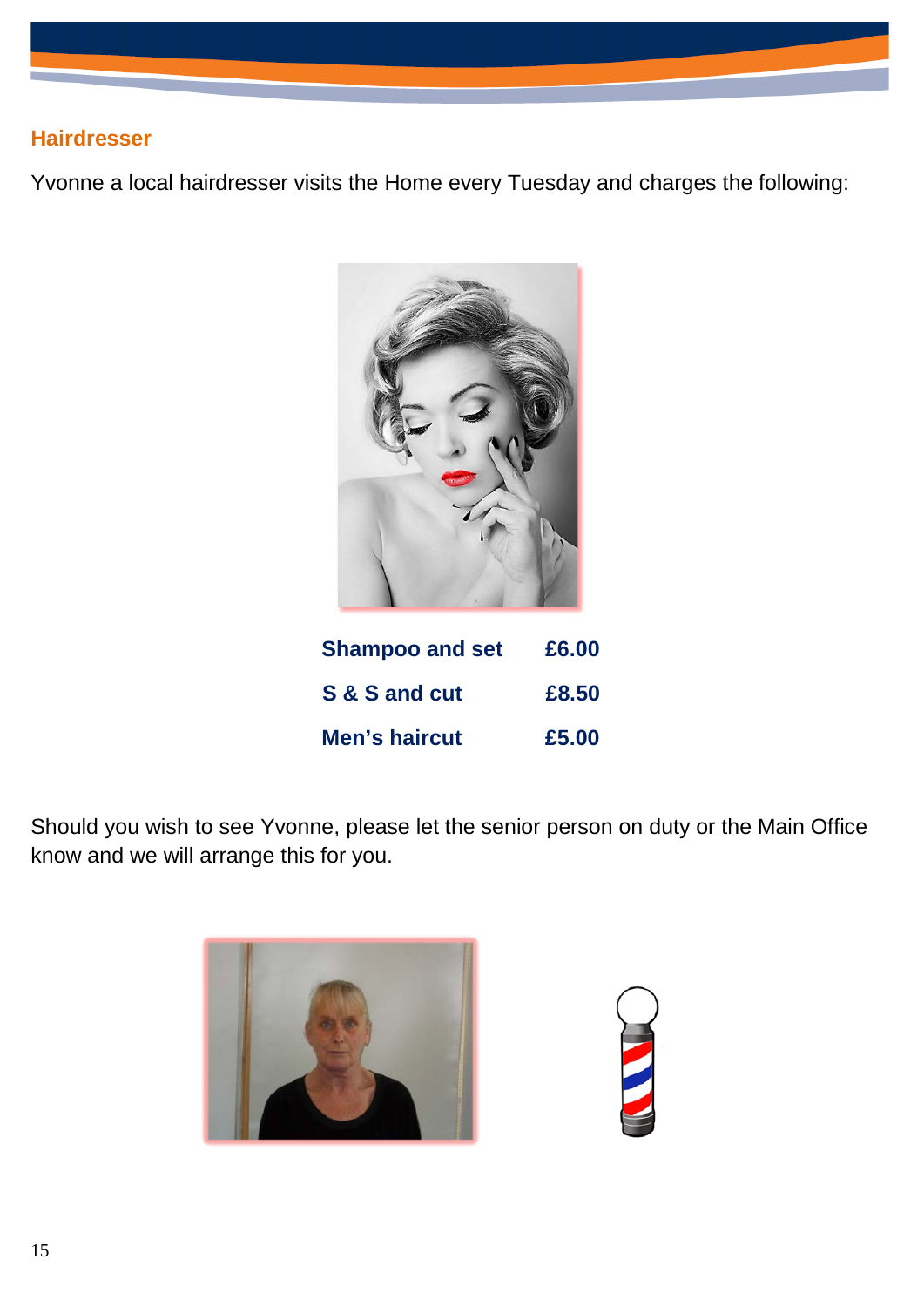## Hairdresser

Yvonne a local hairdresser visits the Home every Tuesday and charges the following:

| | |
|---|---|
| **Shampoo and set** | **£6.00** |
| **S & S and cut** | **£8.50** |
| **Men's haircut** | **£5.00** |

Should you wish to see Yvonne, please let the senior person on duty or the Main Office know and we will arrange this for you.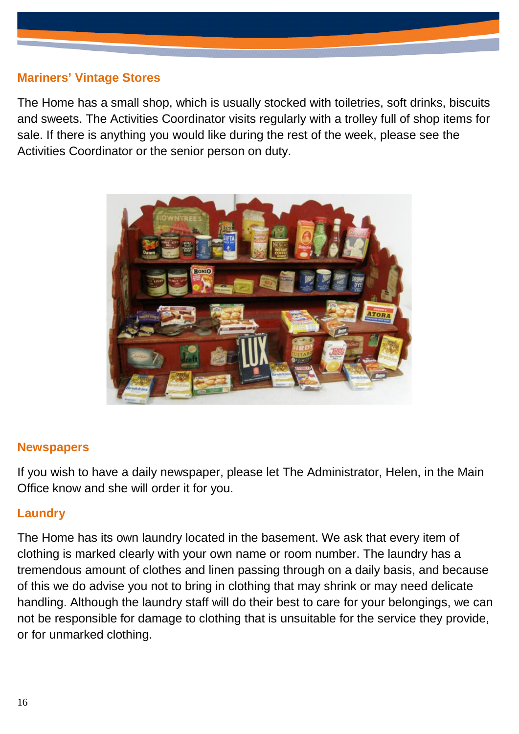## Mariners’ Vintage Stores

The Home has a small shop, which is usually stocked with toiletries, soft drinks, biscuits and sweets. The Activities Coordinator visits regularly with a trolley full of shop items for sale. If there is anything you would like during the rest of the week, please see the Activities Coordinator or the senior person on duty.

## Newspapers

If you wish to have a daily newspaper, please let The Administrator, Helen, in the Main Office know and she will order it for you.

## Laundry

The Home has its own laundry located in the basement. We ask that every item of clothing is marked clearly with your own name or room number. The laundry has a tremendous amount of clothes and linen passing through on a daily basis, and because of this we do advise you not to bring in clothing that may shrink or may need delicate handling. Although the laundry staff will do their best to care for your belongings, we can not be responsible for damage to clothing that is unsuitable for the service they provide, or for unmarked clothing.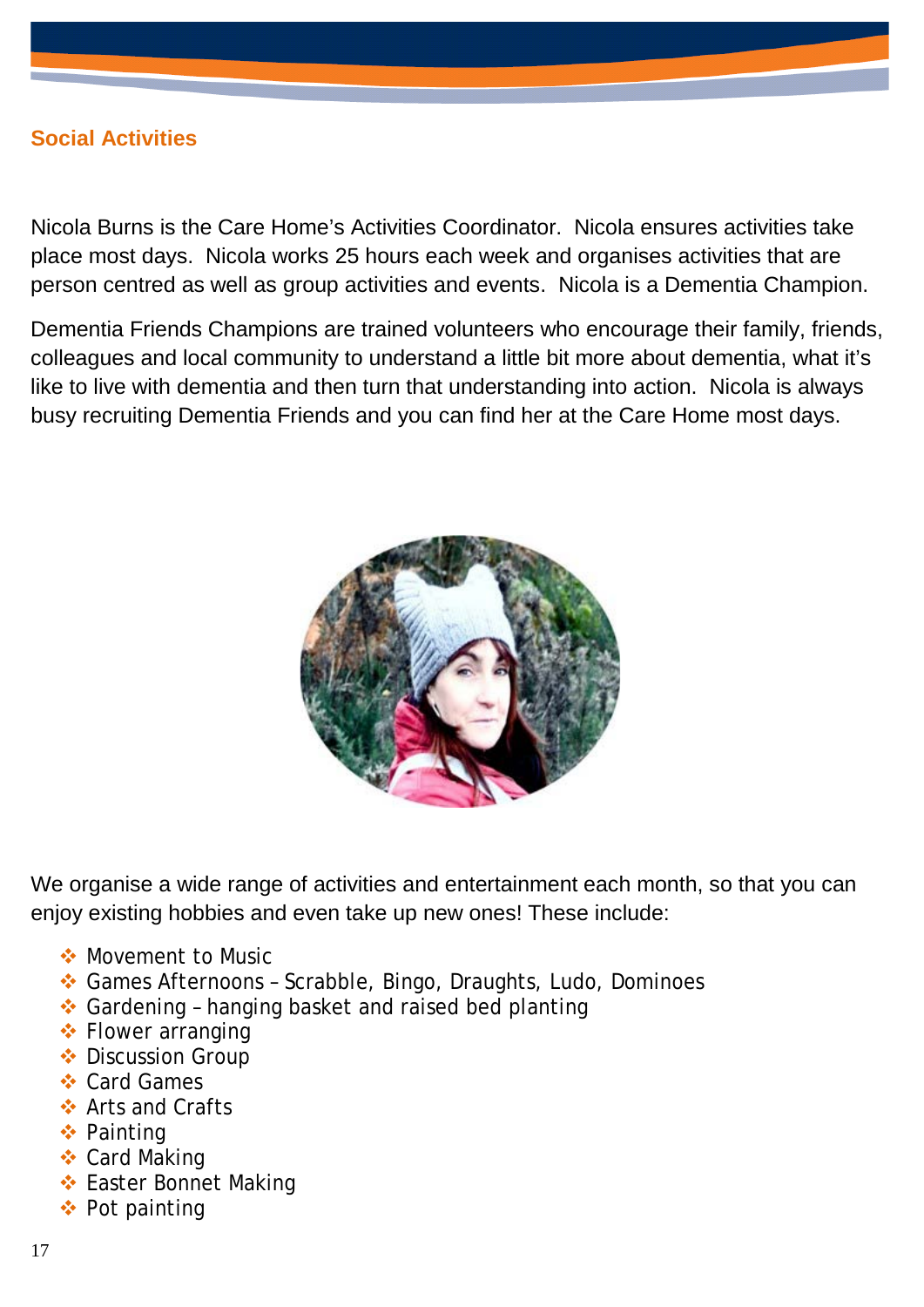## Social Activities

Nicola Burns is the Care Home's Activities Coordinator. Nicola ensures activities take place most days. Nicola works 25 hours each week and organises activities that are person centred as well as group activities and events. Nicola is a Dementia Champion.

Dementia Friends Champions are trained volunteers who encourage their family, friends, colleagues and local community to understand a little bit more about dementia, what it's like to live with dementia and then turn that understanding into action. Nicola is always busy recruiting Dementia Friends and you can find her at the Care Home most days.

We organise a wide range of activities and entertainment each month, so that you can enjoy existing hobbies and even take up new ones! These include:

- Movement to Music
- Games Afternoons – Scrabble, Bingo, Draughts, Ludo, Dominoes
- Gardening – hanging basket and raised bed planting
- Flower arranging
- Discussion Group
- Card Games
- Arts and Crafts
- Painting
- Card Making
- Easter Bonnet Making
- Pot painting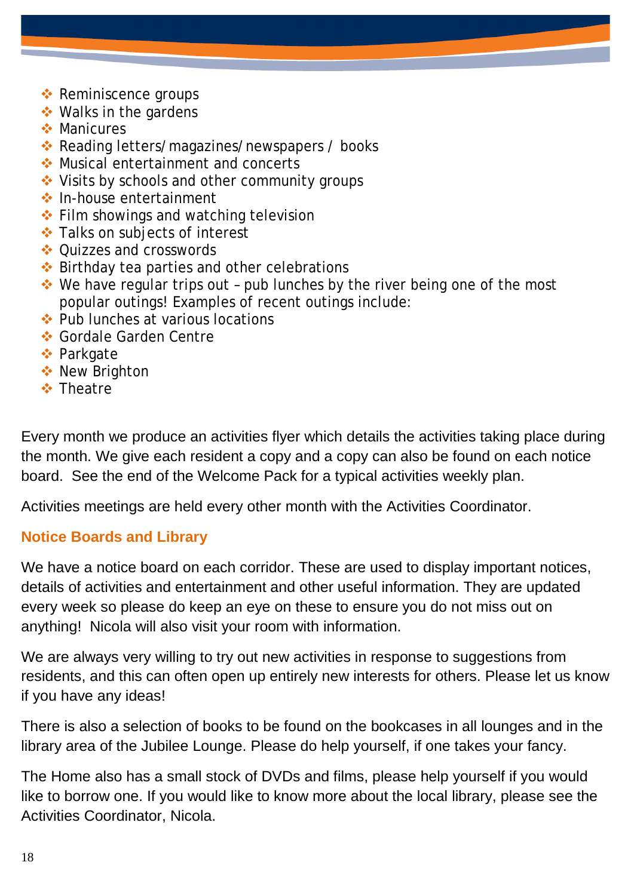- Reminiscence groups
- Walks in the gardens
- Manicures
- Reading letters/magazines/newspapers / books
- Musical entertainment and concerts
- Visits by schools and other community groups
- In-house entertainment
- Film showings and watching television
- Talks on subjects of interest
- Quizzes and crosswords
- Birthday tea parties and other celebrations
- We have regular trips out – pub lunches by the river being one of the most popular outings! Examples of recent outings include:
- Pub lunches at various locations
- Gordale Garden Centre
- Parkgate
- New Brighton
- Theatre

Every month we produce an activities flyer which details the activities taking place during the month. We give each resident a copy and a copy can also be found on each notice board. See the end of the Welcome Pack for a typical activities weekly plan.

Activities meetings are held every other month with the Activities Coordinator.

## Notice Boards and Library

We have a notice board on each corridor. These are used to display important notices, details of activities and entertainment and other useful information. They are updated every week so please do keep an eye on these to ensure you do not miss out on anything! Nicola will also visit your room with information.

We are always very willing to try out new activities in response to suggestions from residents, and this can often open up entirely new interests for others. Please let us know if you have any ideas!

There is also a selection of books to be found on the bookcases in all lounges and in the library area of the Jubilee Lounge. Please do help yourself, if one takes your fancy.

The Home also has a small stock of DVDs and films, please help yourself if you would like to borrow one. If you would like to know more about the local library, please see the Activities Coordinator, Nicola.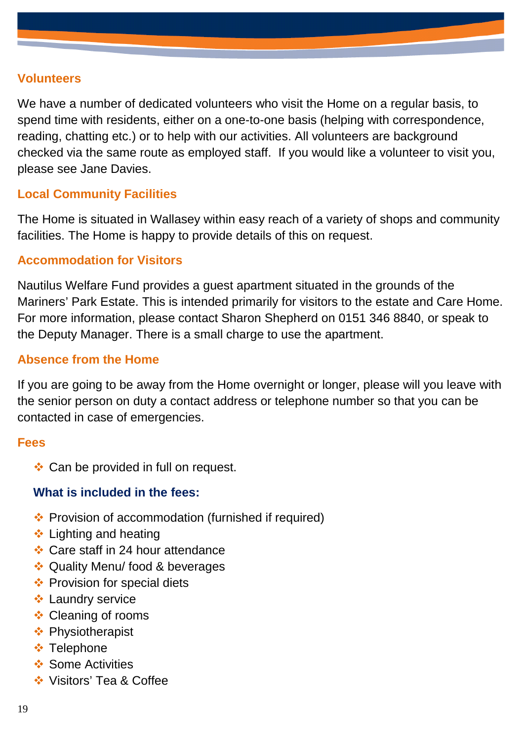## Volunteers

We have a number of dedicated volunteers who visit the Home on a regular basis, to spend time with residents, either on a one-to-one basis (helping with correspondence, reading, chatting etc.) or to help with our activities. All volunteers are background checked via the same route as employed staff. If you would like a volunteer to visit you, please see Jane Davies.

## Local Community Facilities

The Home is situated in Wallasey within easy reach of a variety of shops and community facilities. The Home is happy to provide details of this on request.

## Accommodation for Visitors

Nautilus Welfare Fund provides a guest apartment situated in the grounds of the Mariners' Park Estate. This is intended primarily for visitors to the estate and Care Home. For more information, please contact Sharon Shepherd on 0151 346 8840, or speak to the Deputy Manager. There is a small charge to use the apartment.

## Absence from the Home

If you are going to be away from the Home overnight or longer, please will you leave with the senior person on duty a contact address or telephone number so that you can be contacted in case of emergencies.

## Fees

- Can be provided in full on request.

### What is included in the fees:

- Provision of accommodation (furnished if required)
- Lighting and heating
- Care staff in 24 hour attendance
- Quality Menu/ food & beverages
- Provision for special diets
- Laundry service
- Cleaning of rooms
- Physiotherapist
- Telephone
- Some Activities
- Visitors' Tea & Coffee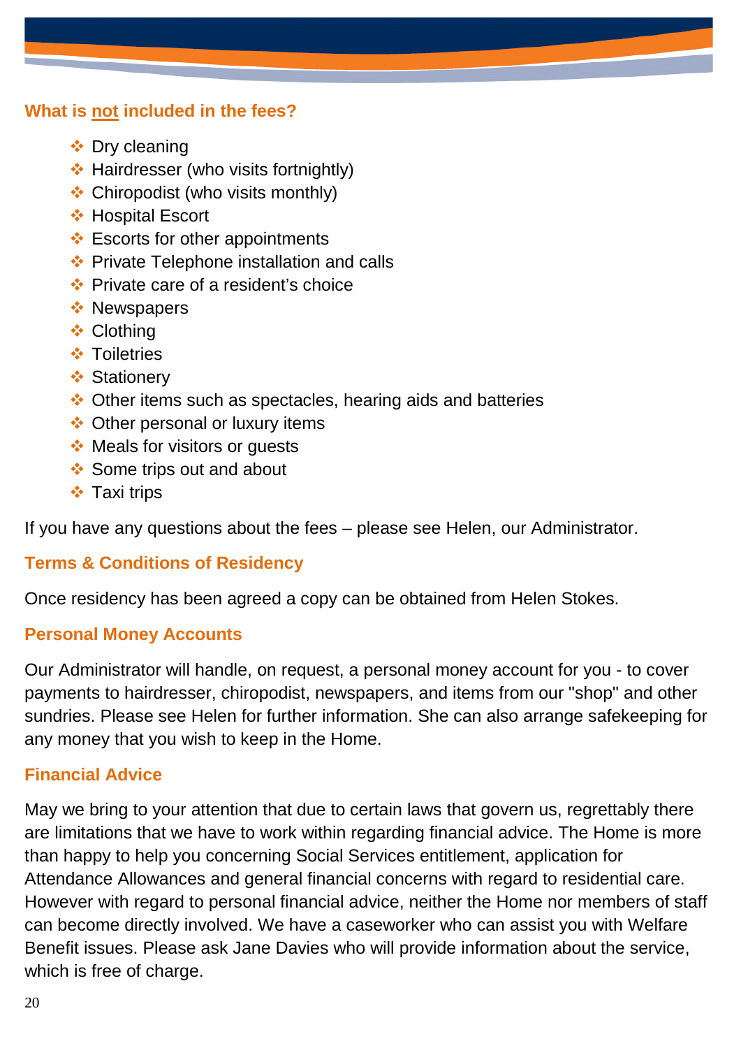## What is <u>not</u> included in the fees?

- Dry cleaning
- Hairdresser (who visits fortnightly)
- Chiropodist (who visits monthly)
- Hospital Escort
- Escorts for other appointments
- Private Telephone installation and calls
- Private care of a resident's choice
- Newspapers
- Clothing
- Toiletries
- Stationery
- Other items such as spectacles, hearing aids and batteries
- Other personal or luxury items
- Meals for visitors or guests
- Some trips out and about
- Taxi trips

If you have any questions about the fees – please see Helen, our Administrator.

## Terms & Conditions of Residency

Once residency has been agreed a copy can be obtained from Helen Stokes.

## Personal Money Accounts

Our Administrator will handle, on request, a personal money account for you - to cover payments to hairdresser, chiropodist, newspapers, and items from our "shop" and other sundries. Please see Helen for further information. She can also arrange safekeeping for any money that you wish to keep in the Home.

## Financial Advice

May we bring to your attention that due to certain laws that govern us, regrettably there are limitations that we have to work within regarding financial advice. The Home is more than happy to help you concerning Social Services entitlement, application for Attendance Allowances and general financial concerns with regard to residential care. However with regard to personal financial advice, neither the Home nor members of staff can become directly involved. We have a caseworker who can assist you with Welfare Benefit issues. Please ask Jane Davies who will provide information about the service, which is free of charge.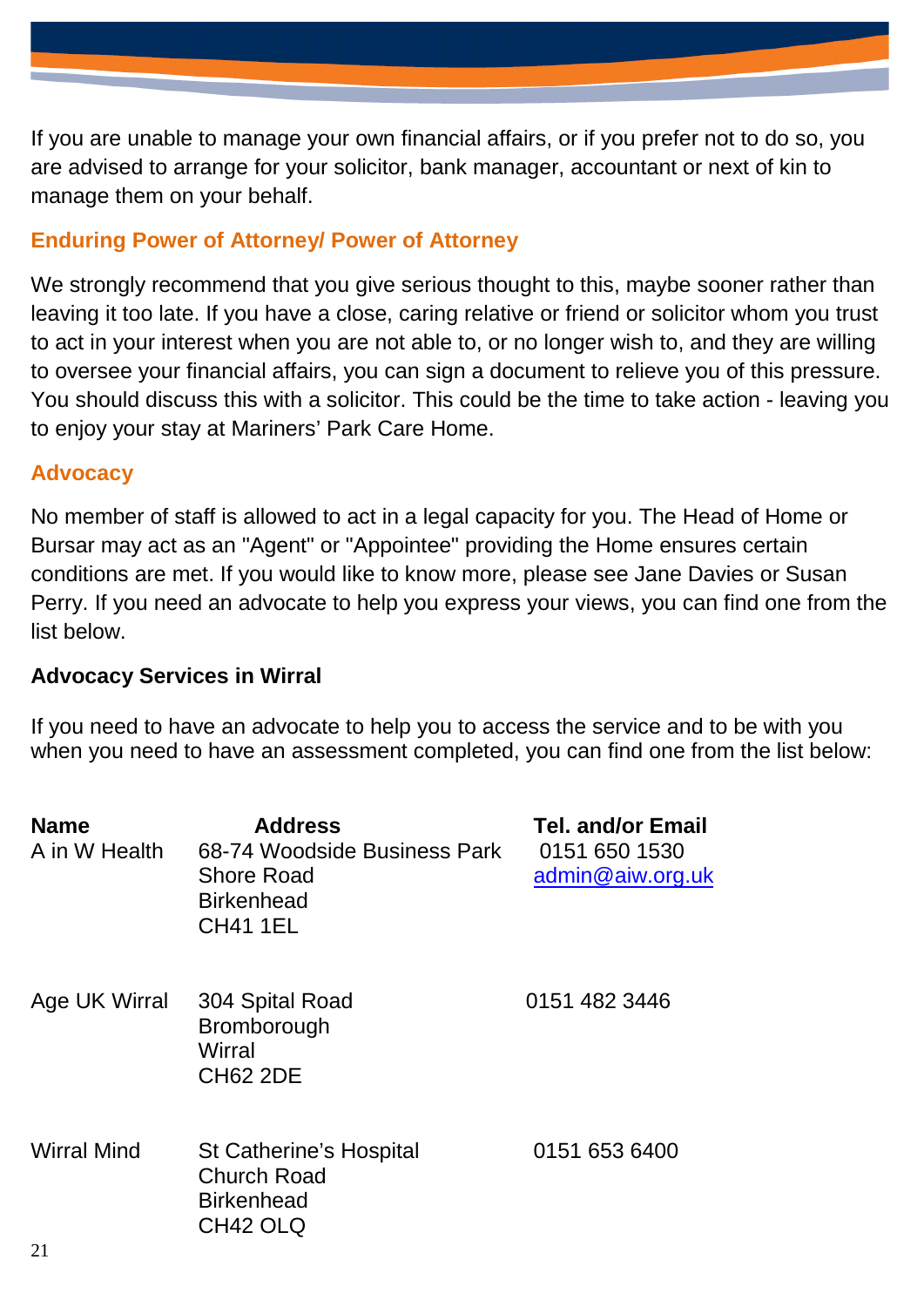If you are unable to manage your own financial affairs, or if you prefer not to do so, you are advised to arrange for your solicitor, bank manager, accountant or next of kin to manage them on your behalf.

## Enduring Power of Attorney/ Power of Attorney

We strongly recommend that you give serious thought to this, maybe sooner rather than leaving it too late. If you have a close, caring relative or friend or solicitor whom you trust to act in your interest when you are not able to, or no longer wish to, and they are willing to oversee your financial affairs, you can sign a document to relieve you of this pressure. You should discuss this with a solicitor. This could be the time to take action - leaving you to enjoy your stay at Mariners' Park Care Home.

## Advocacy

No member of staff is allowed to act in a legal capacity for you. The Head of Home or Bursar may act as an "Agent" or "Appointee" providing the Home ensures certain conditions are met. If you would like to know more, please see Jane Davies or Susan Perry. If you need an advocate to help you express your views, you can find one from the list below.

### Advocacy Services in Wirral

If you need to have an advocate to help you to access the service and to be with you when you need to have an assessment completed, you can find one from the list below:

| Name | Address | Tel. and/or Email |
|---|---|---|
| A in W Health | 68-74 Woodside Business Park<br>Shore Road<br>Birkenhead<br>CH41 1EL | 0151 650 1530<br>admin@aiw.org.uk |
| Age UK Wirral | 304 Spital Road<br>Bromborough<br>Wirral<br>CH62 2DE | 0151 482 3446 |
| Wirral Mind | St Catherine's Hospital<br>Church Road<br>Birkenhead<br>CH42 OLQ | 0151 653 6400 |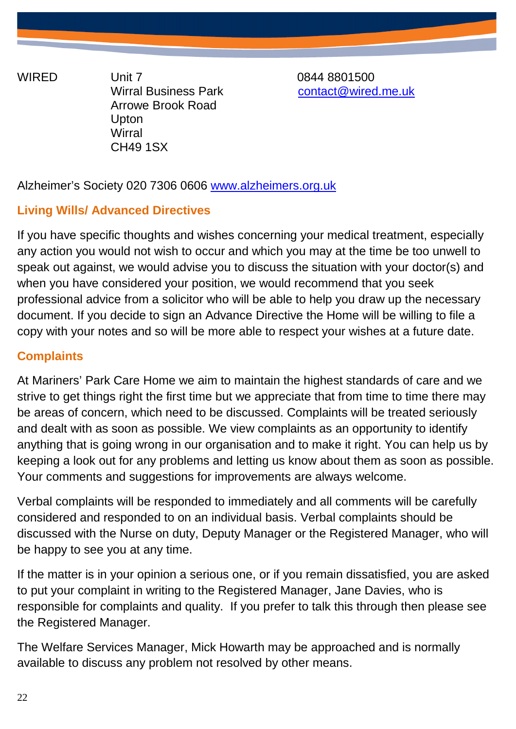WIRED

Unit 7
Wirral Business Park
Arrowe Brook Road
Upton
Wirral
CH49 1SX

0844 8801500
contact@wired.me.uk

Alzheimer's Society 020 7306 0606 www.alzheimers.org.uk

## Living Wills/ Advanced Directives

If you have specific thoughts and wishes concerning your medical treatment, especially any action you would not wish to occur and which you may at the time be too unwell to speak out against, we would advise you to discuss the situation with your doctor(s) and when you have considered your position, we would recommend that you seek professional advice from a solicitor who will be able to help you draw up the necessary document. If you decide to sign an Advance Directive the Home will be willing to file a copy with your notes and so will be more able to respect your wishes at a future date.

## Complaints

At Mariners' Park Care Home we aim to maintain the highest standards of care and we strive to get things right the first time but we appreciate that from time to time there may be areas of concern, which need to be discussed. Complaints will be treated seriously and dealt with as soon as possible. We view complaints as an opportunity to identify anything that is going wrong in our organisation and to make it right. You can help us by keeping a look out for any problems and letting us know about them as soon as possible. Your comments and suggestions for improvements are always welcome.

Verbal complaints will be responded to immediately and all comments will be carefully considered and responded to on an individual basis. Verbal complaints should be discussed with the Nurse on duty, Deputy Manager or the Registered Manager, who will be happy to see you at any time.

If the matter is in your opinion a serious one, or if you remain dissatisfied, you are asked to put your complaint in writing to the Registered Manager, Jane Davies, who is responsible for complaints and quality. If you prefer to talk this through then please see the Registered Manager.

The Welfare Services Manager, Mick Howarth may be approached and is normally available to discuss any problem not resolved by other means.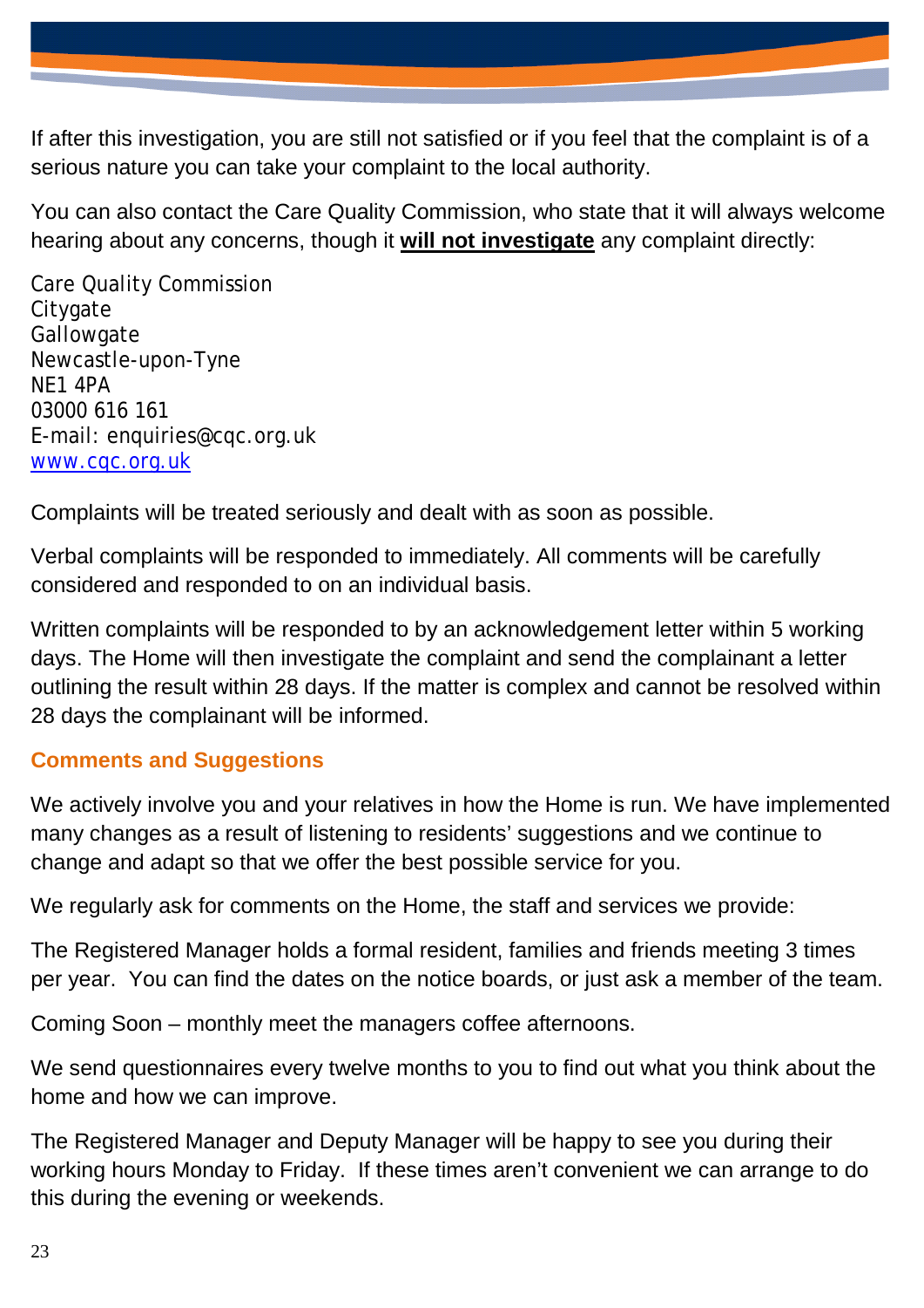If after this investigation, you are still not satisfied or if you feel that the complaint is of a serious nature you can take your complaint to the local authority.

You can also contact the Care Quality Commission, who state that it will always welcome hearing about any concerns, though it **will not investigate** any complaint directly:

Care Quality Commission  
Citygate  
Gallowgate  
Newcastle-upon-Tyne  
NE1 4PA  
03000 616 161  
E-mail: enquiries@cqc.org.uk  
www.cqc.org.uk

Complaints will be treated seriously and dealt with as soon as possible.

Verbal complaints will be responded to immediately. All comments will be carefully considered and responded to on an individual basis.

Written complaints will be responded to by an acknowledgement letter within 5 working days. The Home will then investigate the complaint and send the complainant a letter outlining the result within 28 days. If the matter is complex and cannot be resolved within 28 days the complainant will be informed.

## Comments and Suggestions

We actively involve you and your relatives in how the Home is run. We have implemented many changes as a result of listening to residents' suggestions and we continue to change and adapt so that we offer the best possible service for you.

We regularly ask for comments on the Home, the staff and services we provide:

The Registered Manager holds a formal resident, families and friends meeting 3 times per year. You can find the dates on the notice boards, or just ask a member of the team.

Coming Soon – monthly meet the managers coffee afternoons.

We send questionnaires every twelve months to you to find out what you think about the home and how we can improve.

The Registered Manager and Deputy Manager will be happy to see you during their working hours Monday to Friday. If these times aren't convenient we can arrange to do this during the evening or weekends.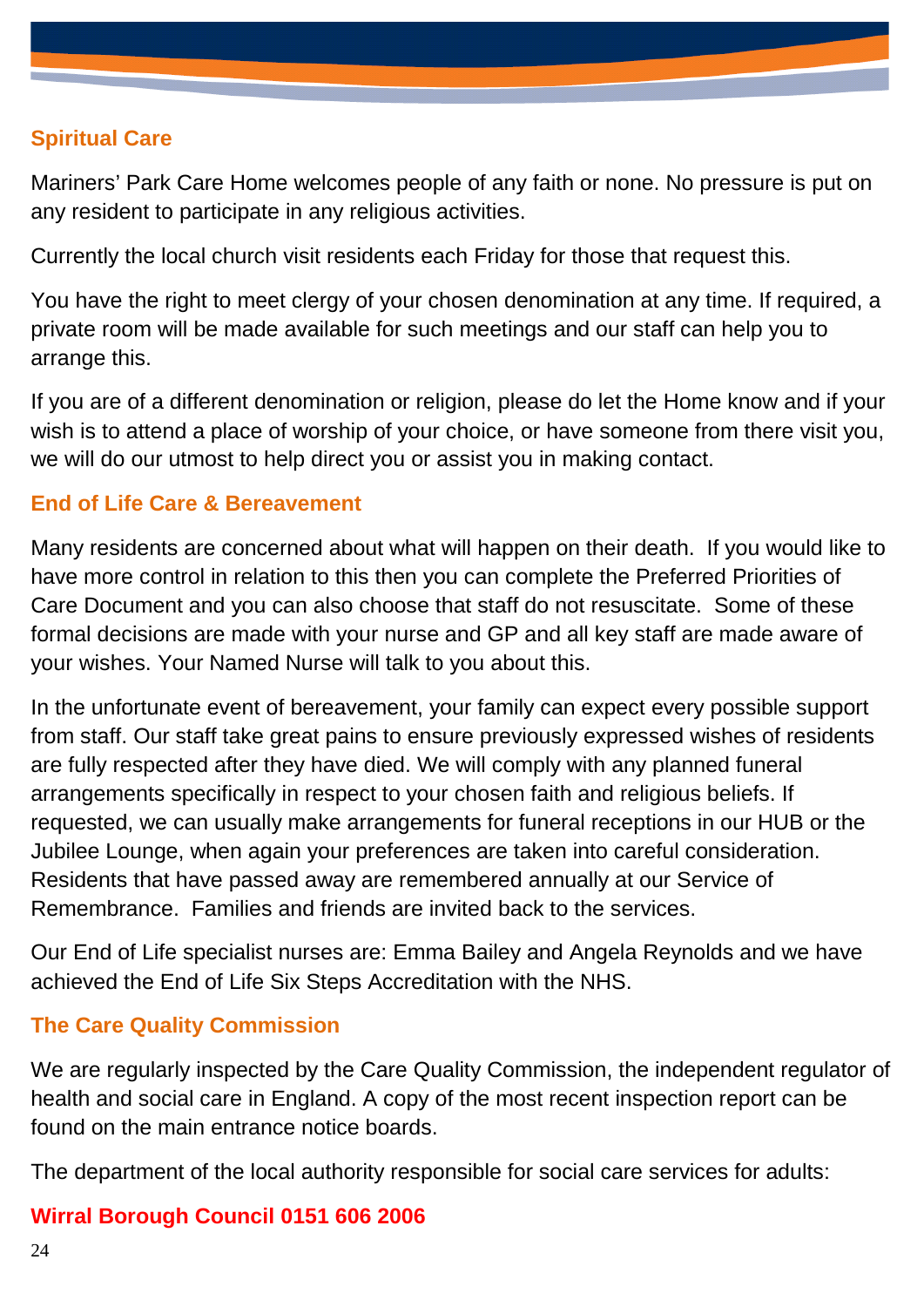## Spiritual Care

Mariners' Park Care Home welcomes people of any faith or none. No pressure is put on any resident to participate in any religious activities.

Currently the local church visit residents each Friday for those that request this.

You have the right to meet clergy of your chosen denomination at any time. If required, a private room will be made available for such meetings and our staff can help you to arrange this.

If you are of a different denomination or religion, please do let the Home know and if your wish is to attend a place of worship of your choice, or have someone from there visit you, we will do our utmost to help direct you or assist you in making contact.

## End of Life Care & Bereavement

Many residents are concerned about what will happen on their death. If you would like to have more control in relation to this then you can complete the Preferred Priorities of Care Document and you can also choose that staff do not resuscitate. Some of these formal decisions are made with your nurse and GP and all key staff are made aware of your wishes. Your Named Nurse will talk to you about this.

In the unfortunate event of bereavement, your family can expect every possible support from staff. Our staff take great pains to ensure previously expressed wishes of residents are fully respected after they have died. We will comply with any planned funeral arrangements specifically in respect to your chosen faith and religious beliefs. If requested, we can usually make arrangements for funeral receptions in our HUB or the Jubilee Lounge, when again your preferences are taken into careful consideration. Residents that have passed away are remembered annually at our Service of Remembrance. Families and friends are invited back to the services.

Our End of Life specialist nurses are: Emma Bailey and Angela Reynolds and we have achieved the End of Life Six Steps Accreditation with the NHS.

## The Care Quality Commission

We are regularly inspected by the Care Quality Commission, the independent regulator of health and social care in England. A copy of the most recent inspection report can be found on the main entrance notice boards.

The department of the local authority responsible for social care services for adults:

**Wirral Borough Council 0151 606 2006**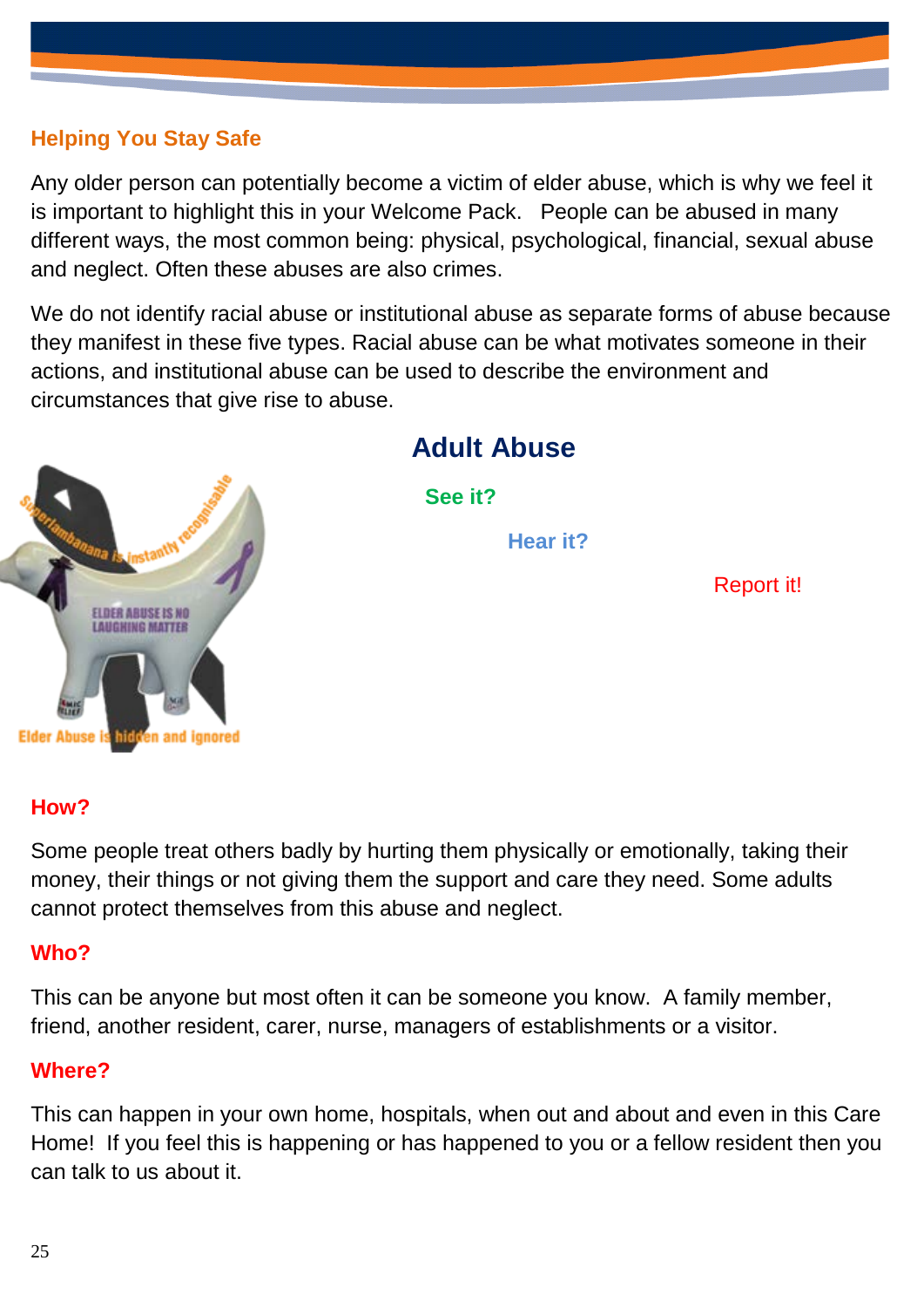## Helping You Stay Safe

Any older person can potentially become a victim of elder abuse, which is why we feel it is important to highlight this in your Welcome Pack. People can be abused in many different ways, the most common being: physical, psychological, financial, sexual abuse and neglect. Often these abuses are also crimes.

We do not identify racial abuse or institutional abuse as separate forms of abuse because they manifest in these five types. Racial abuse can be what motivates someone in their actions, and institutional abuse can be used to describe the environment and circumstances that give rise to abuse.

## Adult Abuse

**See it?**

**Hear it?**

Report it!

### How?

Some people treat others badly by hurting them physically or emotionally, taking their money, their things or not giving them the support and care they need. Some adults cannot protect themselves from this abuse and neglect.

### Who?

This can be anyone but most often it can be someone you know. A family member, friend, another resident, carer, nurse, managers of establishments or a visitor.

### Where?

This can happen in your own home, hospitals, when out and about and even in this Care Home! If you feel this is happening or has happened to you or a fellow resident then you can talk to us about it.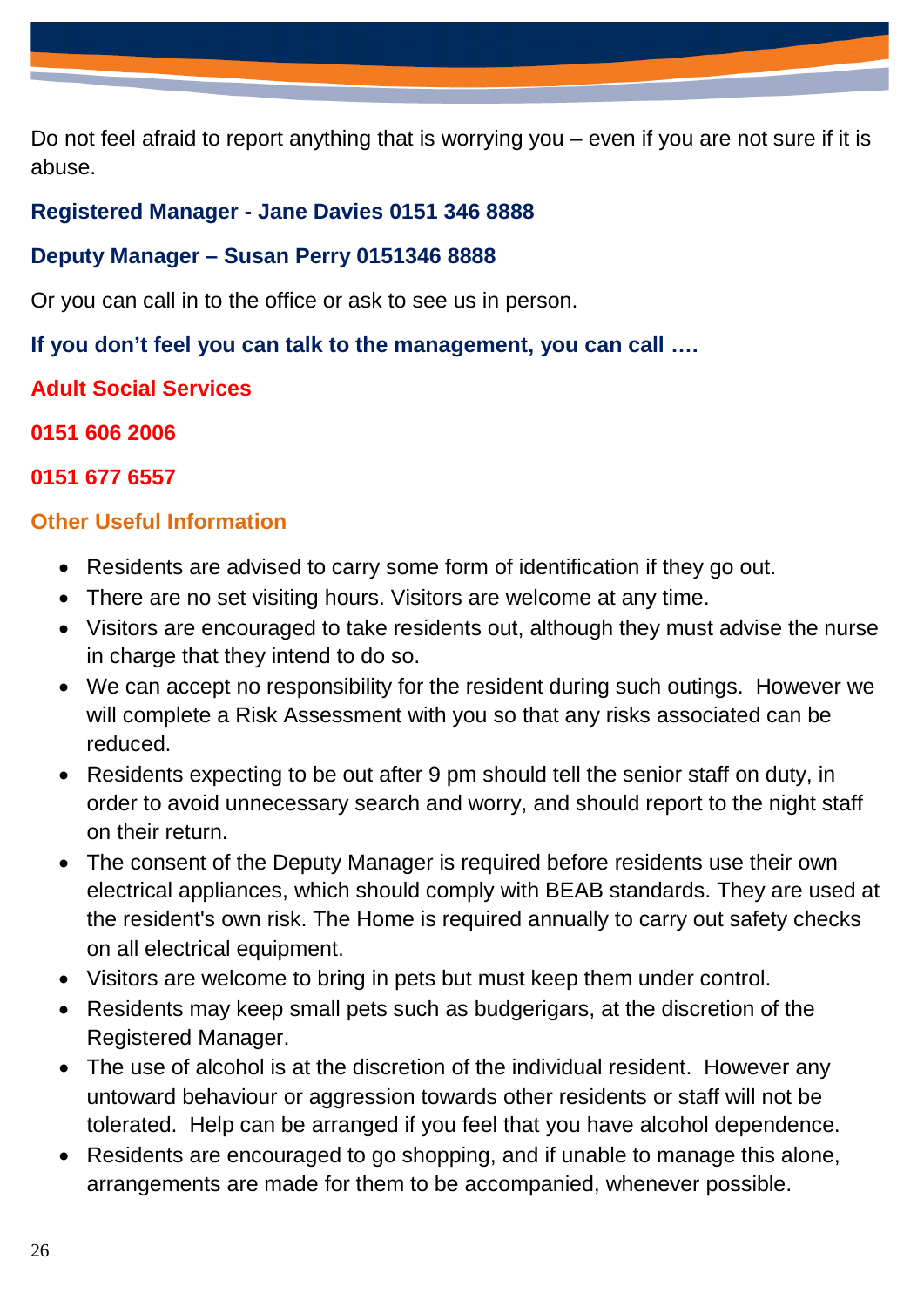Do not feel afraid to report anything that is worrying you – even if you are not sure if it is abuse.

**Registered Manager - Jane Davies 0151 346 8888**

**Deputy Manager – Susan Perry 0151346 8888**

Or you can call in to the office or ask to see us in person.

**If you don't feel you can talk to the management, you can call ….**

**Adult Social Services**

**0151 606 2006**

**0151 677 6557**

## Other Useful Information

- Residents are advised to carry some form of identification if they go out.
- There are no set visiting hours. Visitors are welcome at any time.
- Visitors are encouraged to take residents out, although they must advise the nurse in charge that they intend to do so.
- We can accept no responsibility for the resident during such outings. However we will complete a Risk Assessment with you so that any risks associated can be reduced.
- Residents expecting to be out after 9 pm should tell the senior staff on duty, in order to avoid unnecessary search and worry, and should report to the night staff on their return.
- The consent of the Deputy Manager is required before residents use their own electrical appliances, which should comply with BEAB standards. They are used at the resident's own risk. The Home is required annually to carry out safety checks on all electrical equipment.
- Visitors are welcome to bring in pets but must keep them under control.
- Residents may keep small pets such as budgerigars, at the discretion of the Registered Manager.
- The use of alcohol is at the discretion of the individual resident. However any untoward behaviour or aggression towards other residents or staff will not be tolerated. Help can be arranged if you feel that you have alcohol dependence.
- Residents are encouraged to go shopping, and if unable to manage this alone, arrangements are made for them to be accompanied, whenever possible.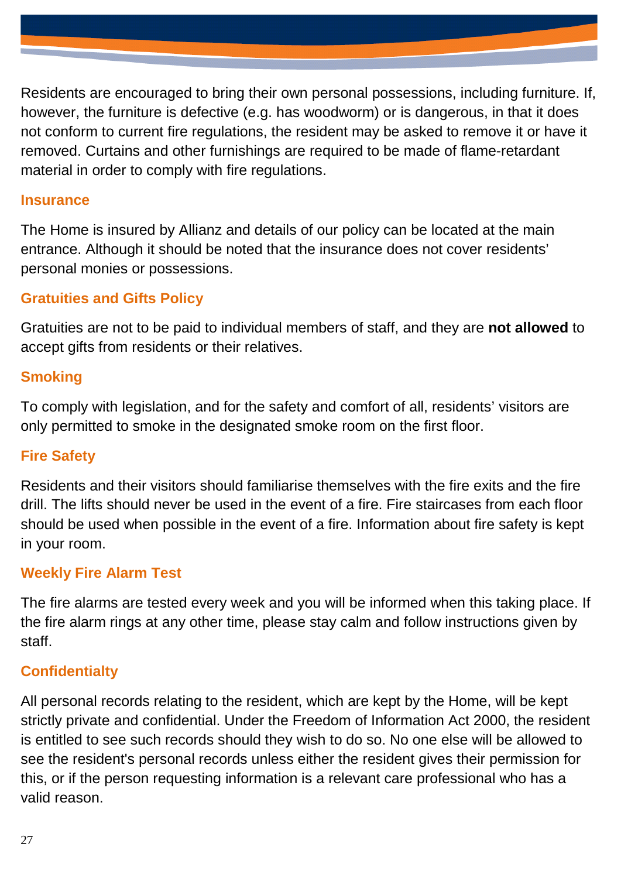Residents are encouraged to bring their own personal possessions, including furniture. If, however, the furniture is defective (e.g. has woodworm) or is dangerous, in that it does not conform to current fire regulations, the resident may be asked to remove it or have it removed. Curtains and other furnishings are required to be made of flame-retardant material in order to comply with fire regulations.

## Insurance

The Home is insured by Allianz and details of our policy can be located at the main entrance. Although it should be noted that the insurance does not cover residents' personal monies or possessions.

## Gratuities and Gifts Policy

Gratuities are not to be paid to individual members of staff, and they are **not allowed** to accept gifts from residents or their relatives.

## Smoking

To comply with legislation, and for the safety and comfort of all, residents' visitors are only permitted to smoke in the designated smoke room on the first floor.

## Fire Safety

Residents and their visitors should familiarise themselves with the fire exits and the fire drill. The lifts should never be used in the event of a fire. Fire staircases from each floor should be used when possible in the event of a fire. Information about fire safety is kept in your room.

## Weekly Fire Alarm Test

The fire alarms are tested every week and you will be informed when this taking place. If the fire alarm rings at any other time, please stay calm and follow instructions given by staff.

## Confidentialty

All personal records relating to the resident, which are kept by the Home, will be kept strictly private and confidential. Under the Freedom of Information Act 2000, the resident is entitled to see such records should they wish to do so. No one else will be allowed to see the resident's personal records unless either the resident gives their permission for this, or if the person requesting information is a relevant care professional who has a valid reason.